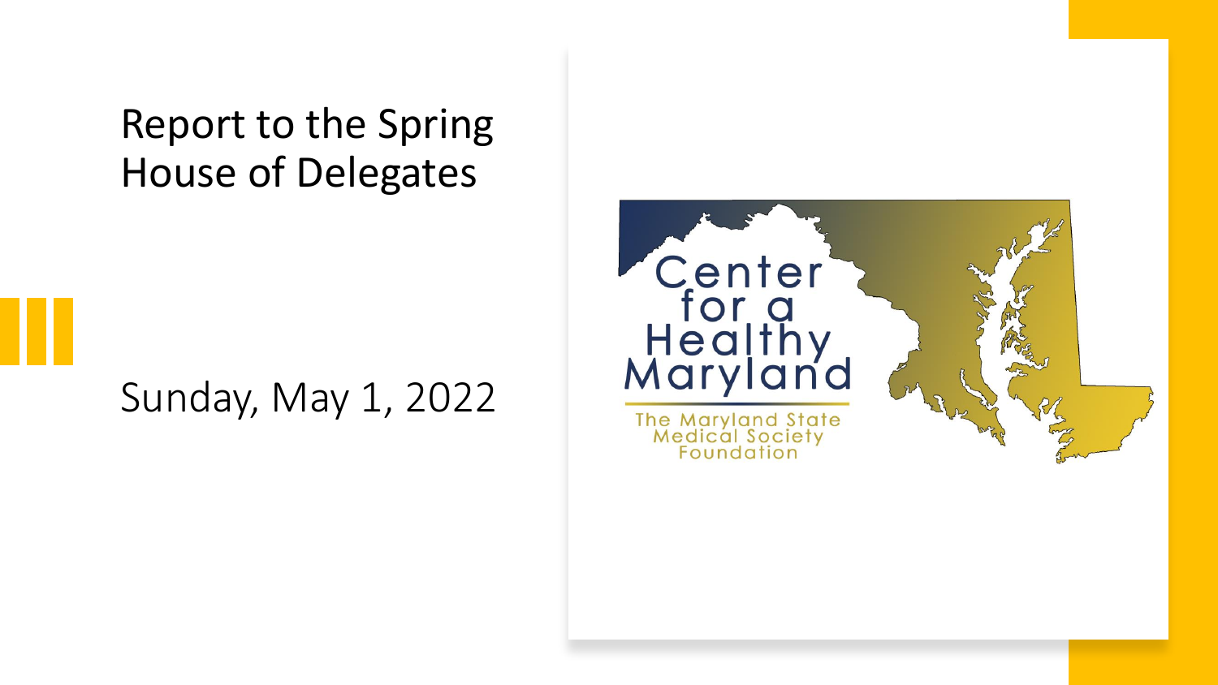# Report to the Spring House of Delegates

Sunday, May 1, 2022

Center for a Healthy Maryland

The Maryland State Medical Society Foundation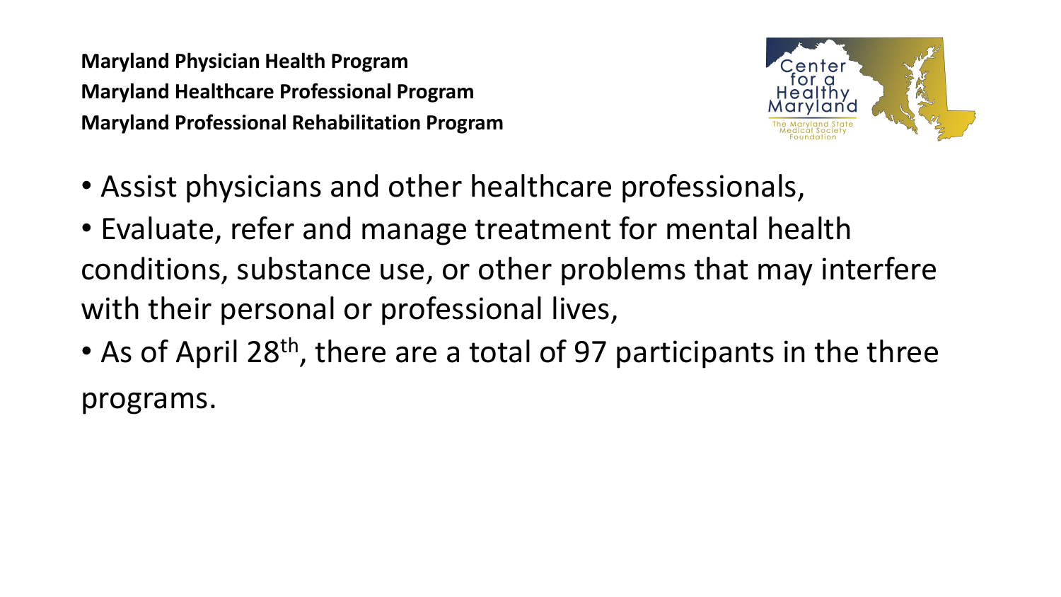**Maryland Physician Health Program**
**Maryland Healthcare Professional Program**
**Maryland Professional Rehabilitation Program**

- Assist physicians and other healthcare professionals,
- Evaluate, refer and manage treatment for mental health conditions, substance use, or other problems that may interfere with their personal or professional lives,
- As of April 28th, there are a total of 97 participants in the three programs.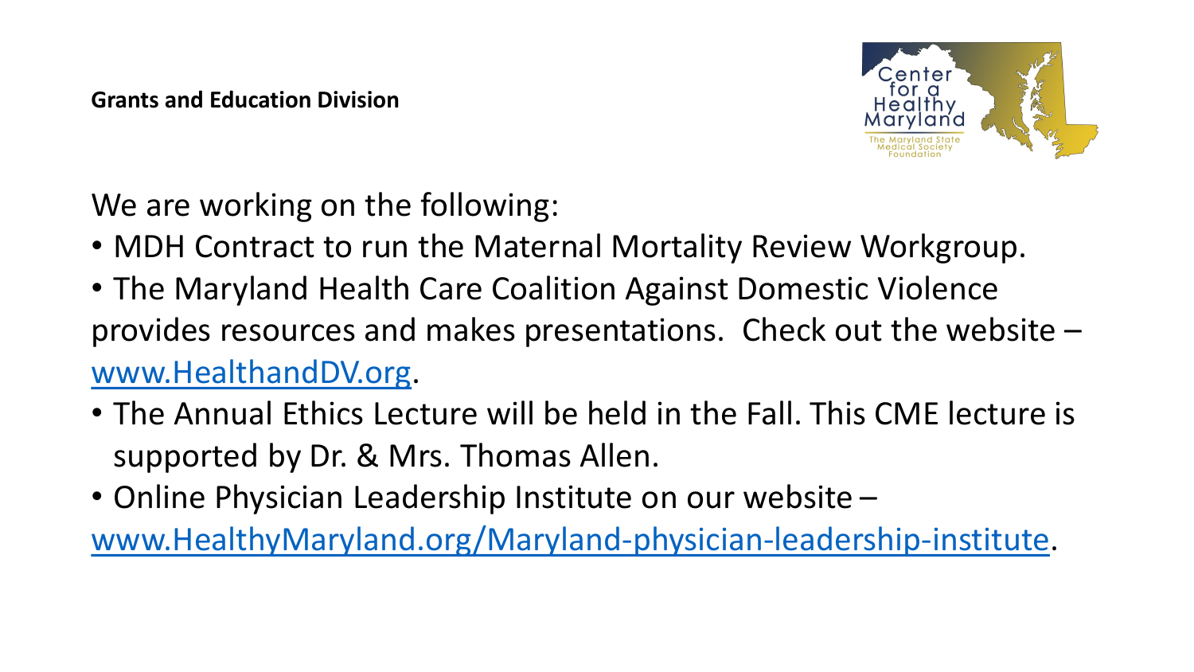**Grants and Education Division**

We are working on the following:

- MDH Contract to run the Maternal Mortality Review Workgroup.
- The Maryland Health Care Coalition Against Domestic Violence provides resources and makes presentations. Check out the website – www.HealthandDV.org.
- The Annual Ethics Lecture will be held in the Fall. This CME lecture is supported by Dr. & Mrs. Thomas Allen.
- Online Physician Leadership Institute on our website – www.HealthyMaryland.org/Maryland-physician-leadership-institute.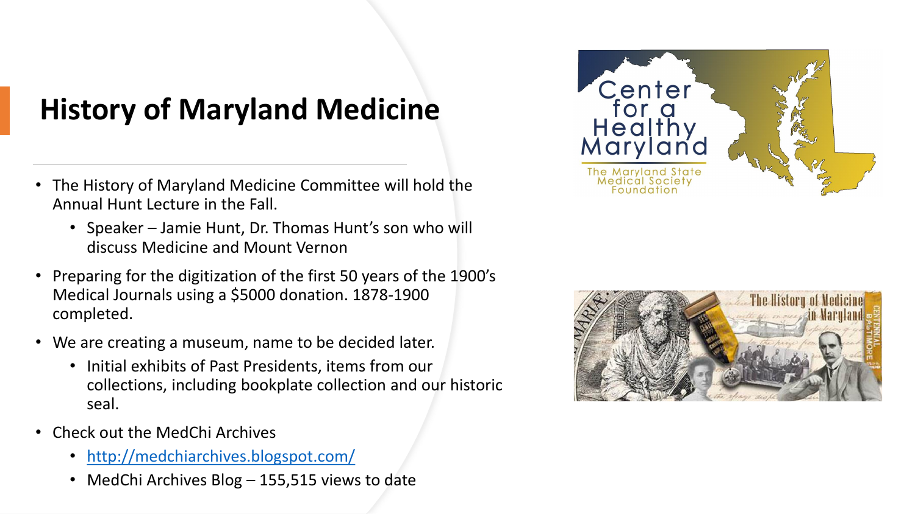# History of Maryland Medicine

- The History of Maryland Medicine Committee will hold the Annual Hunt Lecture in the Fall.
  - Speaker – Jamie Hunt, Dr. Thomas Hunt's son who will discuss Medicine and Mount Vernon
- Preparing for the digitization of the first 50 years of the 1900's Medical Journals using a $5000 donation. 1878-1900 completed.
- We are creating a museum, name to be decided later.
  - Initial exhibits of Past Presidents, items from our collections, including bookplate collection and our historic seal.
- Check out the MedChi Archives
  - http://medchiarchives.blogspot.com/
  - MedChi Archives Blog – 155,515 views to date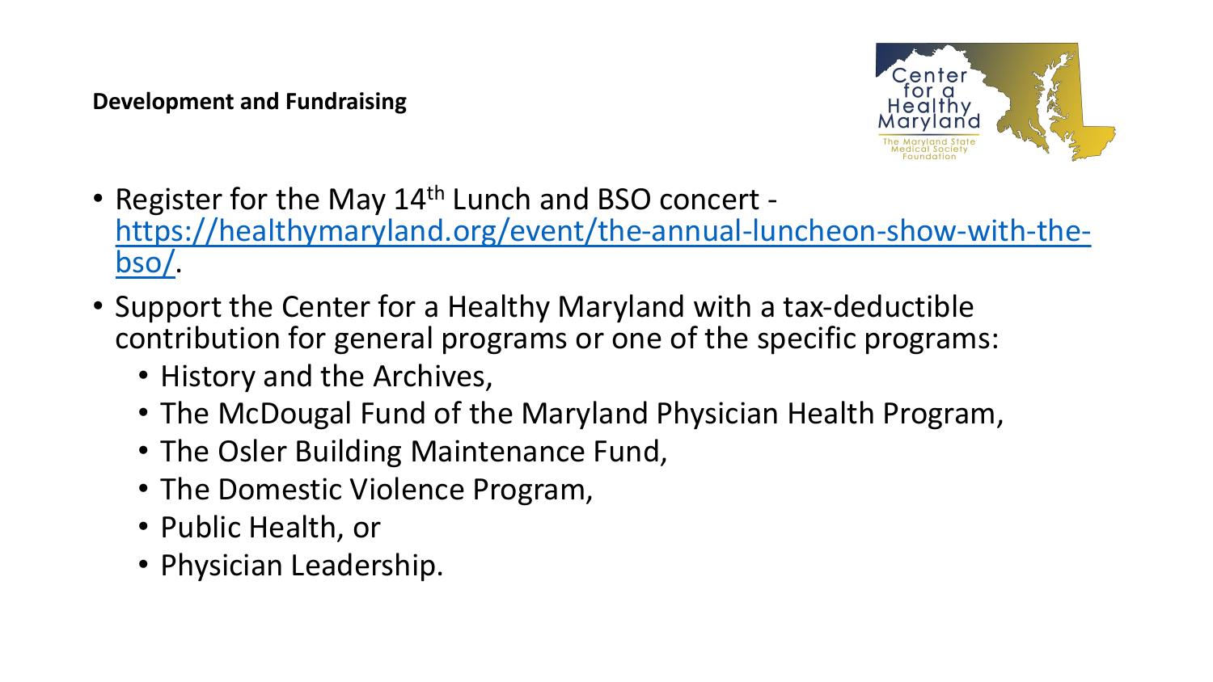**Development and Fundraising**

- Register for the May 14th Lunch and BSO concert - [https://healthymaryland.org/event/the-annual-luncheon-show-with-the-bso/](https://healthymaryland.org/event/the-annual-luncheon-show-with-the-bso/).
- Support the Center for a Healthy Maryland with a tax-deductible contribution for general programs or one of the specific programs:
  - History and the Archives,
  - The McDougal Fund of the Maryland Physician Health Program,
  - The Osler Building Maintenance Fund,
  - The Domestic Violence Program,
  - Public Health, or
  - Physician Leadership.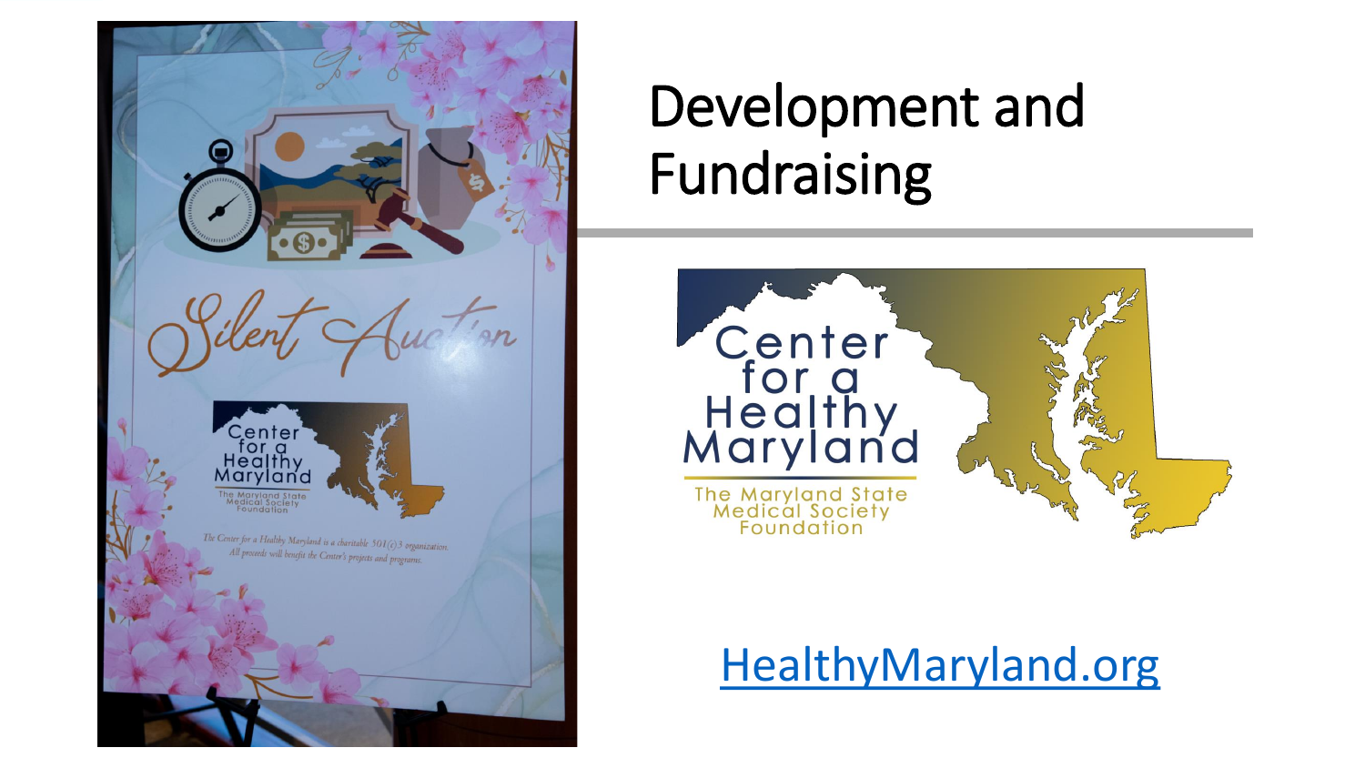# Development and Fundraising

Center for a Healthy Maryland

The Maryland State Medical Society Foundation

HealthyMaryland.org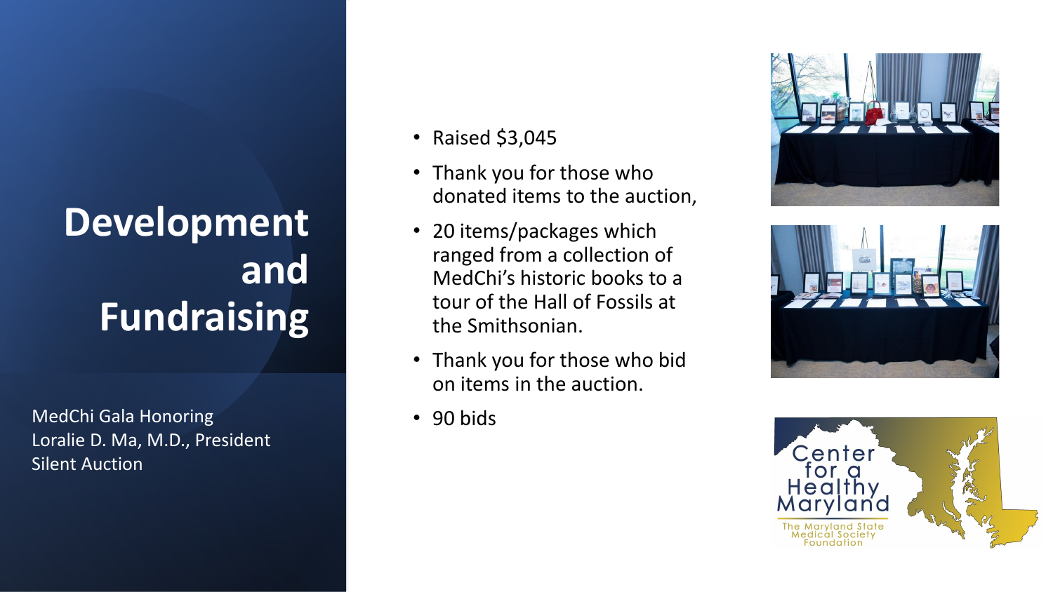# Development and Fundraising

MedChi Gala Honoring
Loralie D. Ma, M.D., President
Silent Auction

- Raised $3,045
- Thank you for those who donated items to the auction,
- 20 items/packages which ranged from a collection of MedChi's historic books to a tour of the Hall of Fossils at the Smithsonian.
- Thank you for those who bid on items in the auction.
- 90 bids

Center for a Healthy Maryland
The Maryland State Medical Society Foundation